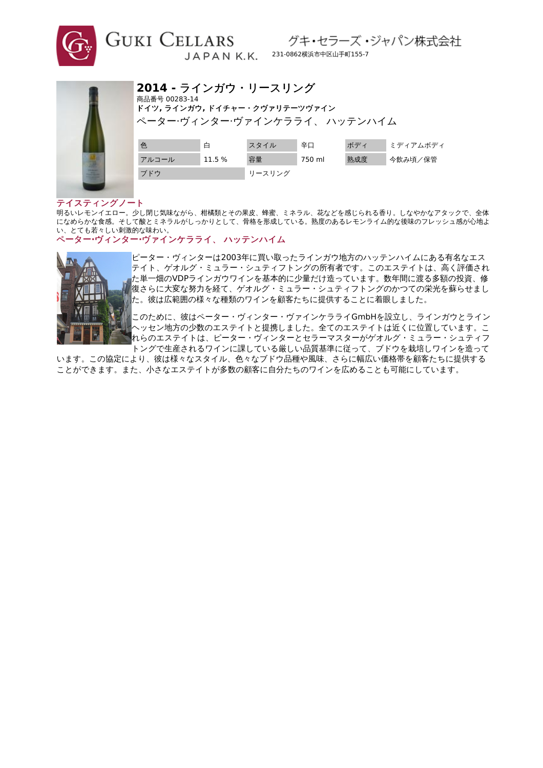GUKI CELLARS JAPAN K.K.

グキ・セラーズ・ジャパン株式会社

231-0862横浜市中区山手町155-7

# 2014 - ラインガウ・リースリング

商品番号 00283-14

**ドイツ, ラインガウ, ドイチャー・クヴァリテーツヴァイン**

ペーター·ヴィンター·ヴァインケラライ、 ハッテンハイム

| | | | | | |
|---|---|---|---|---|---|
| 色 | 白 | スタイル | 辛口 | ボディ | ミディアムボディ |
| アルコール | 11.5 % | 容量 | 750 ml | 熟成度 | 今飲み頃／保管 |
| ブドウ | | リースリング | | | |

## テイスティングノート

明るいレモンイエロー。少し閉じ気味ながら、柑橘類とその果皮、蜂蜜、ミネラル、花などを感じられる香り。しなやかなアタックで、全体になめらかな食感。そして酸とミネラルがしっかりとして、骨格を形成している。熟度のあるレモンライム的な後味のフレッシュ感が心地よい、とても若々しい刺激的な味わい。

## ペーター·ヴィンター·ヴァインケラライ、 ハッテンハイム

ピーター・ヴィンターは2003年に買い取ったラインガウ地方のハッテンハイムにある有名なエステイト、ゲオルグ・ミュラー・シュティフトングの所有者です。このエステイトは、高く評価された単一畑のVDPラインガウワインを基本的に少量だけ造っています。数年間に渡る多額の投資、修復さらに大変な努力を経て、ゲオルグ・ミュラー・シュティフトングのかつての栄光を蘇らせました。彼は広範囲の様々な種類のワインを顧客たちに提供することに着眼しました。

このために、彼はペーター・ヴィンター・ヴァインケラライGmbHを設立し、ラインガウとラインヘッセン地方の少数のエステイトと提携しました。全てのエステイトは近くに位置しています。これらのエステイトは、ピーター・ヴィンターとセラーマスターがゲオルグ・ミュラー・シュティフトングで生産されるワインに課している厳しい品質基準に従って、ブドウを栽培しワインを造っています。この協定により、彼は様々なスタイル、色々なブドウ品種や風味、さらに幅広い価格帯を顧客たちに提供することができます。また、小さなエステイトが多数の顧客に自分たちのワインを広めることも可能にしています。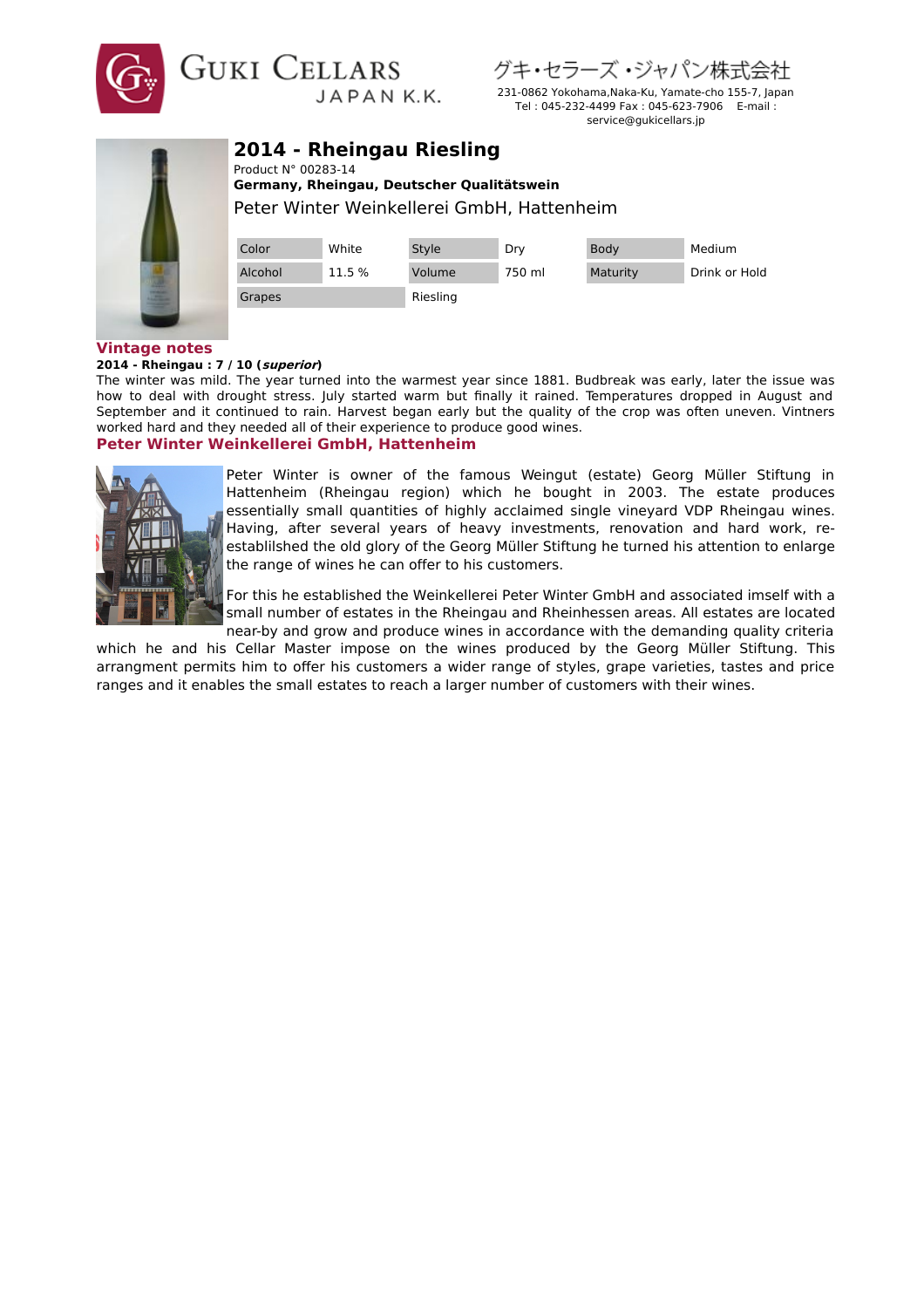GUKI CELLARS JAPAN K.K.

グキ・セラーズ・ジャパン株式会社

231-0862 Yokohama,Naka-Ku, Yamate-cho 155-7, Japan
Tel : 045-232-4499 Fax : 045-623-7906 E-mail : service@gukicellars.jp

# 2014 - Rheingau Riesling

Product N° 00283-14

**Germany, Rheingau, Deutscher Qualitätswein**

Peter Winter Weinkellerei GmbH, Hattenheim

| | | | | | |
|---|---|---|---|---|---|
| Color | White | Style | Dry | Body | Medium |
| Alcohol | 11.5 % | Volume | 750 ml | Maturity | Drink or Hold |
| Grapes | | Riesling | | | |

## Vintage notes

**2014 - Rheingau : 7 / 10 (*superior*)**

The winter was mild. The year turned into the warmest year since 1881. Budbreak was early, later the issue was how to deal with drought stress. July started warm but finally it rained. Temperatures dropped in August and September and it continued to rain. Harvest began early but the quality of the crop was often uneven. Vintners worked hard and they needed all of their experience to produce good wines.

## Peter Winter Weinkellerei GmbH, Hattenheim

Peter Winter is owner of the famous Weingut (estate) Georg Müller Stiftung in Hattenheim (Rheingau region) which he bought in 2003. The estate produces essentially small quantities of highly acclaimed single vineyard VDP Rheingau wines. Having, after several years of heavy investments, renovation and hard work, re-establilshed the old glory of the Georg Müller Stiftung he turned his attention to enlarge the range of wines he can offer to his customers.

For this he established the Weinkellerei Peter Winter GmbH and associated imself with a small number of estates in the Rheingau and Rheinhessen areas. All estates are located near-by and grow and produce wines in accordance with the demanding quality criteria which he and his Cellar Master impose on the wines produced by the Georg Müller Stiftung. This arrangment permits him to offer his customers a wider range of styles, grape varieties, tastes and price ranges and it enables the small estates to reach a larger number of customers with their wines.